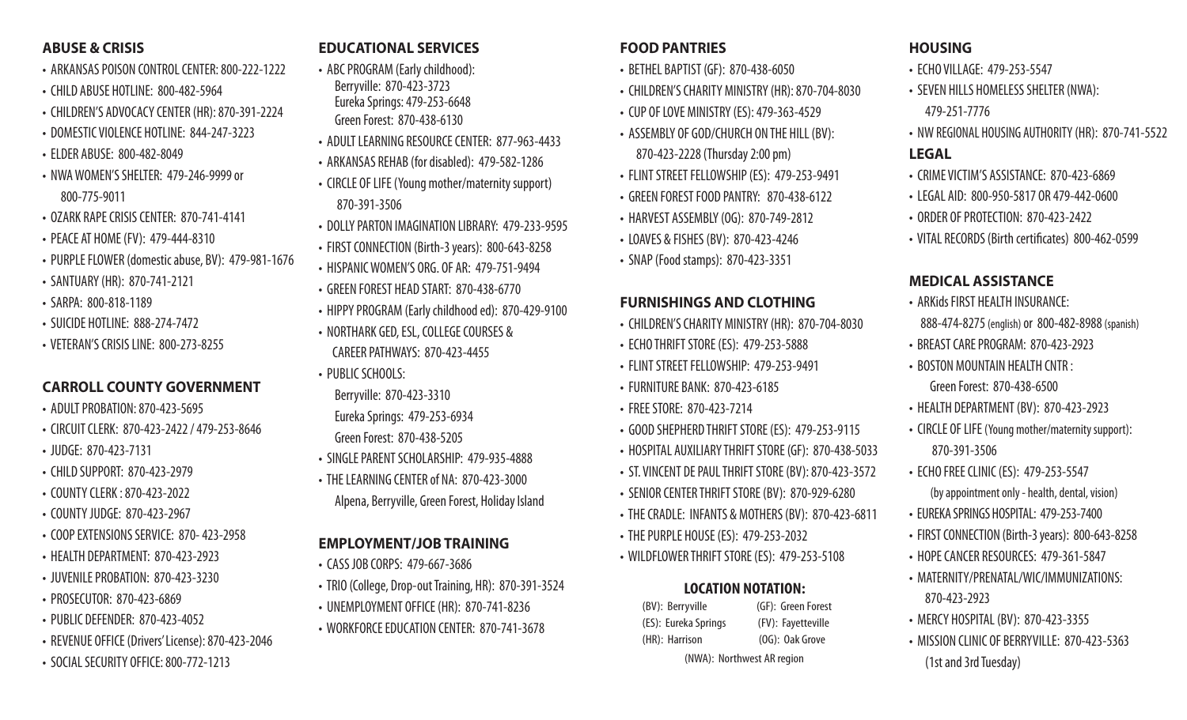## ABUSE & CRISIS

- ARKANSAS POISON CONTROL CENTER: 800-222-1222
- CHILD ABUSE HOTLINE: 800-482-5964
- CHILDREN'S ADVOCACY CENTER (HR): 870-391-2224
- DOMESTIC VIOLENCE HOTLINE: 844-247-3223
- ELDER ABUSE: 800-482-8049
- NWA WOMEN'S SHELTER: 479-246-9999 or 800-775-9011
- OZARK RAPE CRISIS CENTER: 870-741-4141
- PEACE AT HOME (FV): 479-444-8310
- PURPLE FLOWER (domestic abuse, BV): 479-981-1676
- SANTUARY (HR): 870-741-2121
- SARPA: 800-818-1189
- SUICIDE HOTLINE: 888-274-7472
- VETERAN'S CRISIS LINE: 800-273-8255

## CARROLL COUNTY GOVERNMENT

- ADULT PROBATION: 870-423-5695
- CIRCUIT CLERK: 870-423-2422 / 479-253-8646
- JUDGE: 870-423-7131
- CHILD SUPPORT: 870-423-2979
- COUNTY CLERK : 870-423-2022
- COUNTY JUDGE: 870-423-2967
- COOP EXTENSIONS SERVICE: 870- 423-2958
- HEALTH DEPARTMENT: 870-423-2923
- JUVENILE PROBATION: 870-423-3230
- PROSECUTOR: 870-423-6869
- PUBLIC DEFENDER: 870-423-4052
- REVENUE OFFICE (Drivers' License): 870-423-2046
- SOCIAL SECURITY OFFICE: 800-772-1213

## EDUCATIONAL SERVICES

- ABC PROGRAM (Early childhood):
  Berryville: 870-423-3723
  Eureka Springs: 479-253-6648
  Green Forest: 870-438-6130
- ADULT LEARNING RESOURCE CENTER: 877-963-4433
- ARKANSAS REHAB (for disabled): 479-582-1286
- CIRCLE OF LIFE (Young mother/maternity support) 870-391-3506
- DOLLY PARTON IMAGINATION LIBRARY: 479-233-9595
- FIRST CONNECTION (Birth-3 years): 800-643-8258
- HISPANIC WOMEN'S ORG. OF AR: 479-751-9494
- GREEN FOREST HEAD START: 870-438-6770
- HIPPY PROGRAM (Early childhood ed): 870-429-9100
- NORTHARK GED, ESL, COLLEGE COURSES & CAREER PATHWAYS: 870-423-4455
- PUBLIC SCHOOLS:
  Berryville: 870-423-3310
  Eureka Springs: 479-253-6934
  Green Forest: 870-438-5205
- SINGLE PARENT SCHOLARSHIP: 479-935-4888
- THE LEARNING CENTER of NA: 870-423-3000
  Alpena, Berryville, Green Forest, Holiday Island

## EMPLOYMENT/JOB TRAINING

- CASS JOB CORPS: 479-667-3686
- TRIO (College, Drop-out Training, HR): 870-391-3524
- UNEMPLOYMENT OFFICE (HR): 870-741-8236
- WORKFORCE EDUCATION CENTER: 870-741-3678

## FOOD PANTRIES

- BETHEL BAPTIST (GF): 870-438-6050
- CHILDREN'S CHARITY MINISTRY (HR): 870-704-8030
- CUP OF LOVE MINISTRY (ES): 479-363-4529
- ASSEMBLY OF GOD/CHURCH ON THE HILL (BV): 870-423-2228 (Thursday 2:00 pm)
- FLINT STREET FELLOWSHIP (ES): 479-253-9491
- GREEN FOREST FOOD PANTRY: 870-438-6122
- HARVEST ASSEMBLY (OG): 870-749-2812
- LOAVES & FISHES (BV): 870-423-4246
- SNAP (Food stamps): 870-423-3351

## FURNISHINGS AND CLOTHING

- CHILDREN'S CHARITY MINISTRY (HR): 870-704-8030
- ECHO THRIFT STORE (ES): 479-253-5888
- FLINT STREET FELLOWSHIP: 479-253-9491
- FURNITURE BANK: 870-423-6185
- FREE STORE: 870-423-7214
- GOOD SHEPHERD THRIFT STORE (ES): 479-253-9115
- HOSPITAL AUXILIARY THRIFT STORE (GF): 870-438-5033
- ST. VINCENT DE PAUL THRIFT STORE (BV): 870-423-3572
- SENIOR CENTER THRIFT STORE (BV): 870-929-6280
- THE CRADLE: INFANTS & MOTHERS (BV): 870-423-6811
- THE PURPLE HOUSE (ES): 479-253-2032
- WILDFLOWER THRIFT STORE (ES): 479-253-5108

### LOCATION NOTATION:

| | |
|---|---|
| (BV): Berryville | (GF): Green Forest |
| (ES): Eureka Springs | (FV): Fayetteville |
| (HR): Harrison | (OG): Oak Grove |

(NWA): Northwest AR region

## HOUSING

- ECHO VILLAGE: 479-253-5547
- SEVEN HILLS HOMELESS SHELTER (NWA): 479-251-7776
- NW REGIONAL HOUSING AUTHORITY (HR): 870-741-5522

## LEGAL

- CRIME VICTIM'S ASSISTANCE: 870-423-6869
- LEGAL AID: 800-950-5817 OR 479-442-0600
- ORDER OF PROTECTION: 870-423-2422
- VITAL RECORDS (Birth certificates) 800-462-0599

## MEDICAL ASSISTANCE

- ARKids FIRST HEALTH INSURANCE: 888-474-8275 (english) or 800-482-8988 (spanish)
- BREAST CARE PROGRAM: 870-423-2923
- BOSTON MOUNTAIN HEALTH CNTR : Green Forest: 870-438-6500
- HEALTH DEPARTMENT (BV): 870-423-2923
- CIRCLE OF LIFE (Young mother/maternity support): 870-391-3506
- ECHO FREE CLINIC (ES): 479-253-5547 (by appointment only - health, dental, vision)
- EUREKA SPRINGS HOSPITAL: 479-253-7400
- FIRST CONNECTION (Birth-3 years): 800-643-8258
- HOPE CANCER RESOURCES: 479-361-5847
- MATERNITY/PRENATAL/WIC/IMMUNIZATIONS: 870-423-2923
- MERCY HOSPITAL (BV): 870-423-3355
- MISSION CLINIC OF BERRYVILLE: 870-423-5363 (1st and 3rd Tuesday)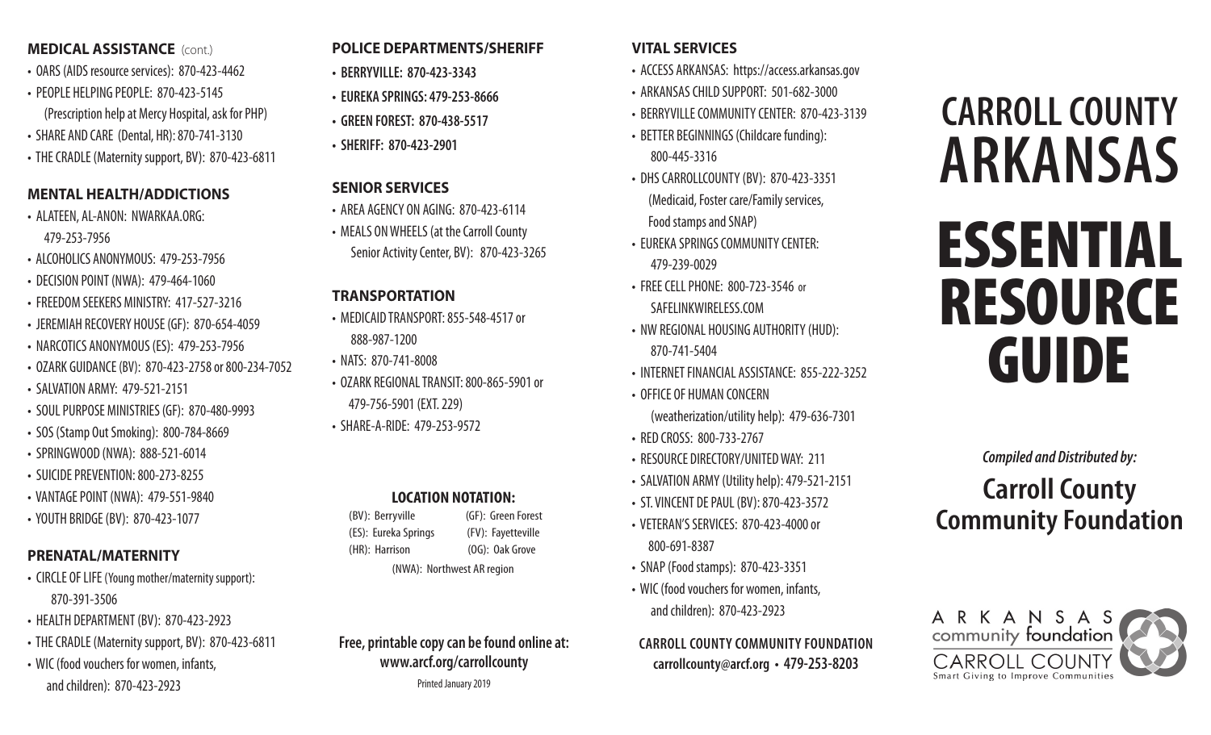## MEDICAL ASSISTANCE (cont.)

- OARS (AIDS resource services): 870-423-4462
- PEOPLE HELPING PEOPLE: 870-423-5145 (Prescription help at Mercy Hospital, ask for PHP)
- SHARE AND CARE (Dental, HR): 870-741-3130
- THE CRADLE (Maternity support, BV): 870-423-6811

## MENTAL HEALTH/ADDICTIONS

- ALATEEN, AL-ANON: NWARKAA.ORG: 479-253-7956
- ALCOHOLICS ANONYMOUS: 479-253-7956
- DECISION POINT (NWA): 479-464-1060
- FREEDOM SEEKERS MINISTRY: 417-527-3216
- JEREMIAH RECOVERY HOUSE (GF): 870-654-4059
- NARCOTICS ANONYMOUS (ES): 479-253-7956
- OZARK GUIDANCE (BV): 870-423-2758 or 800-234-7052
- SALVATION ARMY: 479-521-2151
- SOUL PURPOSE MINISTRIES (GF): 870-480-9993
- SOS (Stamp Out Smoking): 800-784-8669
- SPRINGWOOD (NWA): 888-521-6014
- SUICIDE PREVENTION: 800-273-8255
- VANTAGE POINT (NWA): 479-551-9840
- YOUTH BRIDGE (BV): 870-423-1077

## PRENATAL/MATERNITY

- CIRCLE OF LIFE (Young mother/maternity support): 870-391-3506
- HEALTH DEPARTMENT (BV): 870-423-2923
- THE CRADLE (Maternity support, BV): 870-423-6811
- WIC (food vouchers for women, infants, and children): 870-423-2923

## POLICE DEPARTMENTS/SHERIFF

- **BERRYVILLE: 870-423-3343**
- **EUREKA SPRINGS: 479-253-8666**
- **GREEN FOREST: 870-438-5517**
- **SHERIFF: 870-423-2901**

## SENIOR SERVICES

- AREA AGENCY ON AGING: 870-423-6114
- MEALS ON WHEELS (at the Carroll County Senior Activity Center, BV): 870-423-3265

## TRANSPORTATION

- MEDICAID TRANSPORT: 855-548-4517 or 888-987-1200
- NATS: 870-741-8008
- OZARK REGIONAL TRANSIT: 800-865-5901 or 479-756-5901 (EXT. 229)
- SHARE-A-RIDE: 479-253-9572

**LOCATION NOTATION:**

| | |
|---|---|
| (BV): Berryville | (GF): Green Forest |
| (ES): Eureka Springs | (FV): Fayetteville |
| (HR): Harrison | (OG): Oak Grove |
| (NWA): Northwest AR region | |

**Free, printable copy can be found online at: www.arcf.org/carrollcounty**

Printed January 2019

## VITAL SERVICES

- ACCESS ARKANSAS: https://access.arkansas.gov
- ARKANSAS CHILD SUPPORT: 501-682-3000
- BERRYVILLE COMMUNITY CENTER: 870-423-3139
- BETTER BEGINNINGS (Childcare funding): 800-445-3316
- DHS CARROLLCOUNTY (BV): 870-423-3351 (Medicaid, Foster care/Family services, Food stamps and SNAP)
- EUREKA SPRINGS COMMUNITY CENTER: 479-239-0029
- FREE CELL PHONE: 800-723-3546 or SAFELINKWIRELESS.COM
- NW REGIONAL HOUSING AUTHORITY (HUD): 870-741-5404
- INTERNET FINANCIAL ASSISTANCE: 855-222-3252
- OFFICE OF HUMAN CONCERN (weatherization/utility help): 479-636-7301
- RED CROSS: 800-733-2767
- RESOURCE DIRECTORY/UNITED WAY: 211
- SALVATION ARMY (Utility help): 479-521-2151
- ST. VINCENT DE PAUL (BV): 870-423-3572
- VETERAN'S SERVICES: 870-423-4000 or 800-691-8387
- SNAP (Food stamps): 870-423-3351
- WIC (food vouchers for women, infants, and children): 870-423-2923

**CARROLL COUNTY COMMUNITY FOUNDATION**
**carrollcounty@arcf.org • 479-253-8203**

# CARROLL COUNTY ARKANSAS

# ESSENTIAL RESOURCE GUIDE

***Compiled and Distributed by:***

## Carroll County Community Foundation

ARKANSAS community foundation
CARROLL COUNTY
Smart Giving to Improve Communities